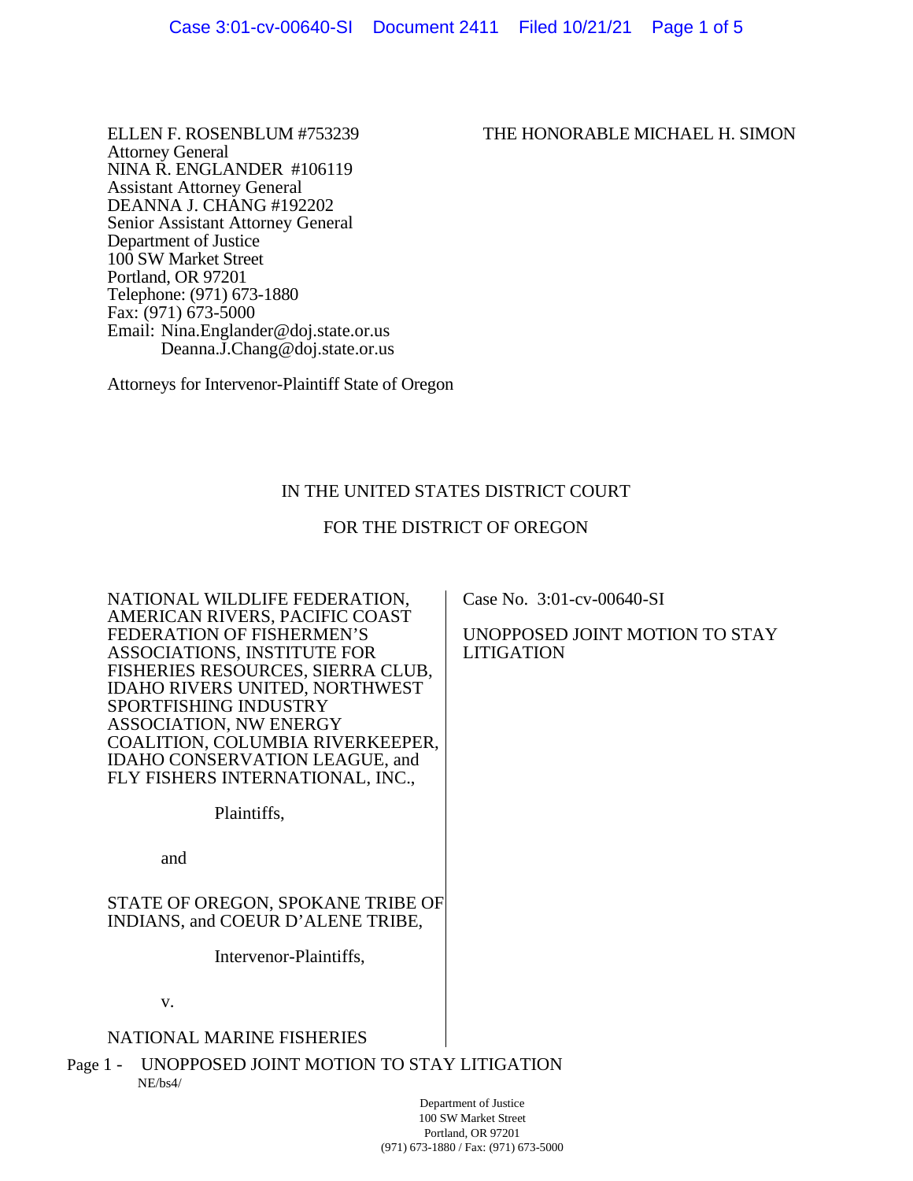ELLEN F. ROSENBLUM #753239
Attorney General
NINA R. ENGLANDER #106119
Assistant Attorney General
DEANNA J. CHANG #192202
Senior Assistant Attorney General
Department of Justice
100 SW Market Street
Portland, OR 97201
Telephone: (971) 673-1880
Fax: (971) 673-5000
Email: Nina.Englander@doj.state.or.us
Deanna.J.Chang@doj.state.or.us

Attorneys for Intervenor-Plaintiff State of Oregon

THE HONORABLE MICHAEL H. SIMON

IN THE UNITED STATES DISTRICT COURT

FOR THE DISTRICT OF OREGON

NATIONAL WILDLIFE FEDERATION, AMERICAN RIVERS, PACIFIC COAST FEDERATION OF FISHERMEN'S ASSOCIATIONS, INSTITUTE FOR FISHERIES RESOURCES, SIERRA CLUB, IDAHO RIVERS UNITED, NORTHWEST SPORTFISHING INDUSTRY ASSOCIATION, NW ENERGY COALITION, COLUMBIA RIVERKEEPER, IDAHO CONSERVATION LEAGUE, and FLY FISHERS INTERNATIONAL, INC.,

Plaintiffs,

and

STATE OF OREGON, SPOKANE TRIBE OF INDIANS, and COEUR D'ALENE TRIBE,

Intervenor-Plaintiffs,

v.

NATIONAL MARINE FISHERIES

Case No. 3:01-cv-00640-SI

UNOPPOSED JOINT MOTION TO STAY LITIGATION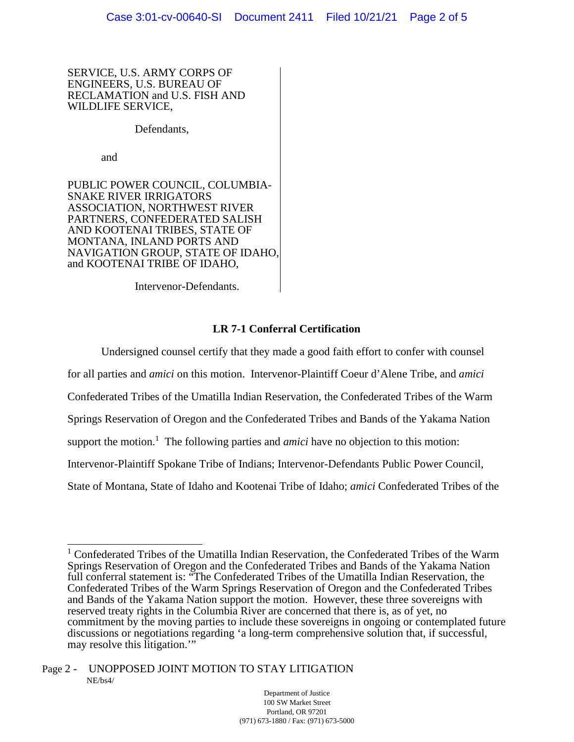SERVICE, U.S. ARMY CORPS OF ENGINEERS, U.S. BUREAU OF RECLAMATION and U.S. FISH AND WILDLIFE SERVICE,

Defendants,

and

PUBLIC POWER COUNCIL, COLUMBIA-SNAKE RIVER IRRIGATORS ASSOCIATION, NORTHWEST RIVER PARTNERS, CONFEDERATED SALISH AND KOOTENAI TRIBES, STATE OF MONTANA, INLAND PORTS AND NAVIGATION GROUP, STATE OF IDAHO, and KOOTENAI TRIBE OF IDAHO,

Intervenor-Defendants.

## LR 7-1 Conferral Certification

Undersigned counsel certify that they made a good faith effort to confer with counsel for all parties and *amici* on this motion. Intervenor-Plaintiff Coeur d'Alene Tribe, and *amici* Confederated Tribes of the Umatilla Indian Reservation, the Confederated Tribes of the Warm Springs Reservation of Oregon and the Confederated Tribes and Bands of the Yakama Nation support the motion.[1] The following parties and *amici* have no objection to this motion: Intervenor-Plaintiff Spokane Tribe of Indians; Intervenor-Defendants Public Power Council, State of Montana, State of Idaho and Kootenai Tribe of Idaho; *amici* Confederated Tribes of the

---

[1] Confederated Tribes of the Umatilla Indian Reservation, the Confederated Tribes of the Warm Springs Reservation of Oregon and the Confederated Tribes and Bands of the Yakama Nation full conferral statement is: "The Confederated Tribes of the Umatilla Indian Reservation, the Confederated Tribes of the Warm Springs Reservation of Oregon and the Confederated Tribes and Bands of the Yakama Nation support the motion. However, these three sovereigns with reserved treaty rights in the Columbia River are concerned that there is, as of yet, no commitment by the moving parties to include these sovereigns in ongoing or contemplated future discussions or negotiations regarding 'a long-term comprehensive solution that, if successful, may resolve this litigation.'"

UNOPPOSED JOINT MOTION TO STAY LITIGATION
NE/bs4/

Department of Justice
100 SW Market Street
Portland, OR 97201
(971) 673-1880 / Fax: (971) 673-5000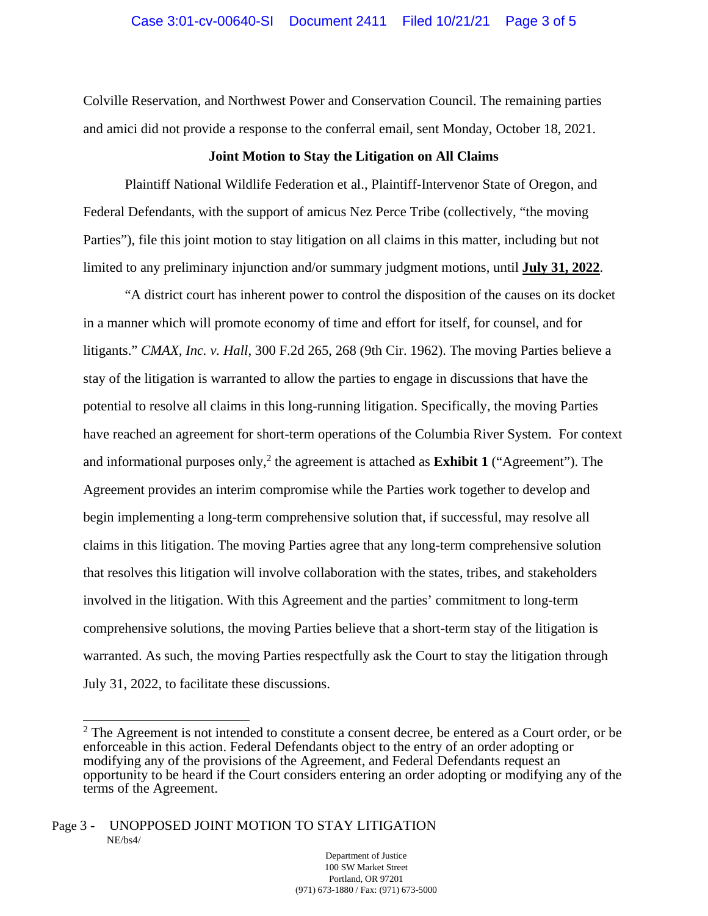Colville Reservation, and Northwest Power and Conservation Council. The remaining parties and amici did not provide a response to the conferral email, sent Monday, October 18, 2021.

**Joint Motion to Stay the Litigation on All Claims**

Plaintiff National Wildlife Federation et al., Plaintiff-Intervenor State of Oregon, and Federal Defendants, with the support of amicus Nez Perce Tribe (collectively, "the moving Parties"), file this joint motion to stay litigation on all claims in this matter, including but not limited to any preliminary injunction and/or summary judgment motions, until **July 31, 2022**.

"A district court has inherent power to control the disposition of the causes on its docket in a manner which will promote economy of time and effort for itself, for counsel, and for litigants." *CMAX, Inc. v. Hall*, 300 F.2d 265, 268 (9th Cir. 1962). The moving Parties believe a stay of the litigation is warranted to allow the parties to engage in discussions that have the potential to resolve all claims in this long-running litigation. Specifically, the moving Parties have reached an agreement for short-term operations of the Columbia River System. For context and informational purposes only,[2] the agreement is attached as **Exhibit 1** ("Agreement"). The Agreement provides an interim compromise while the Parties work together to develop and begin implementing a long-term comprehensive solution that, if successful, may resolve all claims in this litigation. The moving Parties agree that any long-term comprehensive solution that resolves this litigation will involve collaboration with the states, tribes, and stakeholders involved in the litigation. With this Agreement and the parties' commitment to long-term comprehensive solutions, the moving Parties believe that a short-term stay of the litigation is warranted. As such, the moving Parties respectfully ask the Court to stay the litigation through July 31, 2022, to facilitate these discussions.

[2] The Agreement is not intended to constitute a consent decree, be entered as a Court order, or be enforceable in this action. Federal Defendants object to the entry of an order adopting or modifying any of the provisions of the Agreement, and Federal Defendants request an opportunity to be heard if the Court considers entering an order adopting or modifying any of the terms of the Agreement.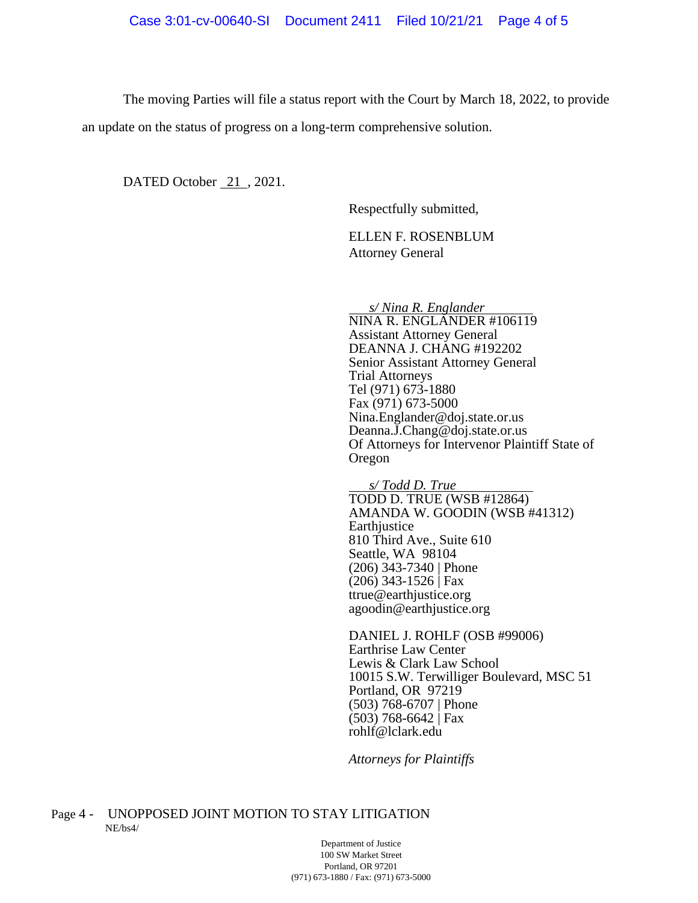The moving Parties will file a status report with the Court by March 18, 2022, to provide an update on the status of progress on a long-term comprehensive solution.

DATED October 21, 2021.

Respectfully submitted,

ELLEN F. ROSENBLUM
Attorney General

*s/ Nina R. Englander*
NINA R. ENGLANDER #106119
Assistant Attorney General
DEANNA J. CHANG #192202
Senior Assistant Attorney General
Trial Attorneys
Tel (971) 673-1880
Fax (971) 673-5000
Nina.Englander@doj.state.or.us
Deanna.J.Chang@doj.state.or.us
Of Attorneys for Intervenor Plaintiff State of Oregon

*s/ Todd D. True*
TODD D. TRUE (WSB #12864)
AMANDA W. GOODIN (WSB #41312)
Earthjustice
810 Third Ave., Suite 610
Seattle, WA 98104
(206) 343-7340 | Phone
(206) 343-1526 | Fax
ttrue@earthjustice.org
agoodin@earthjustice.org

DANIEL J. ROHLF (OSB #99006)
Earthrise Law Center
Lewis & Clark Law School
10015 S.W. Terwilliger Boulevard, MSC 51
Portland, OR 97219
(503) 768-6707 | Phone
(503) 768-6642 | Fax
rohlf@lclark.edu

*Attorneys for Plaintiffs*

Page 4 - UNOPPOSED JOINT MOTION TO STAY LITIGATION
NE/bs4/

Department of Justice
100 SW Market Street
Portland, OR 97201
(971) 673-1880 / Fax: (971) 673-5000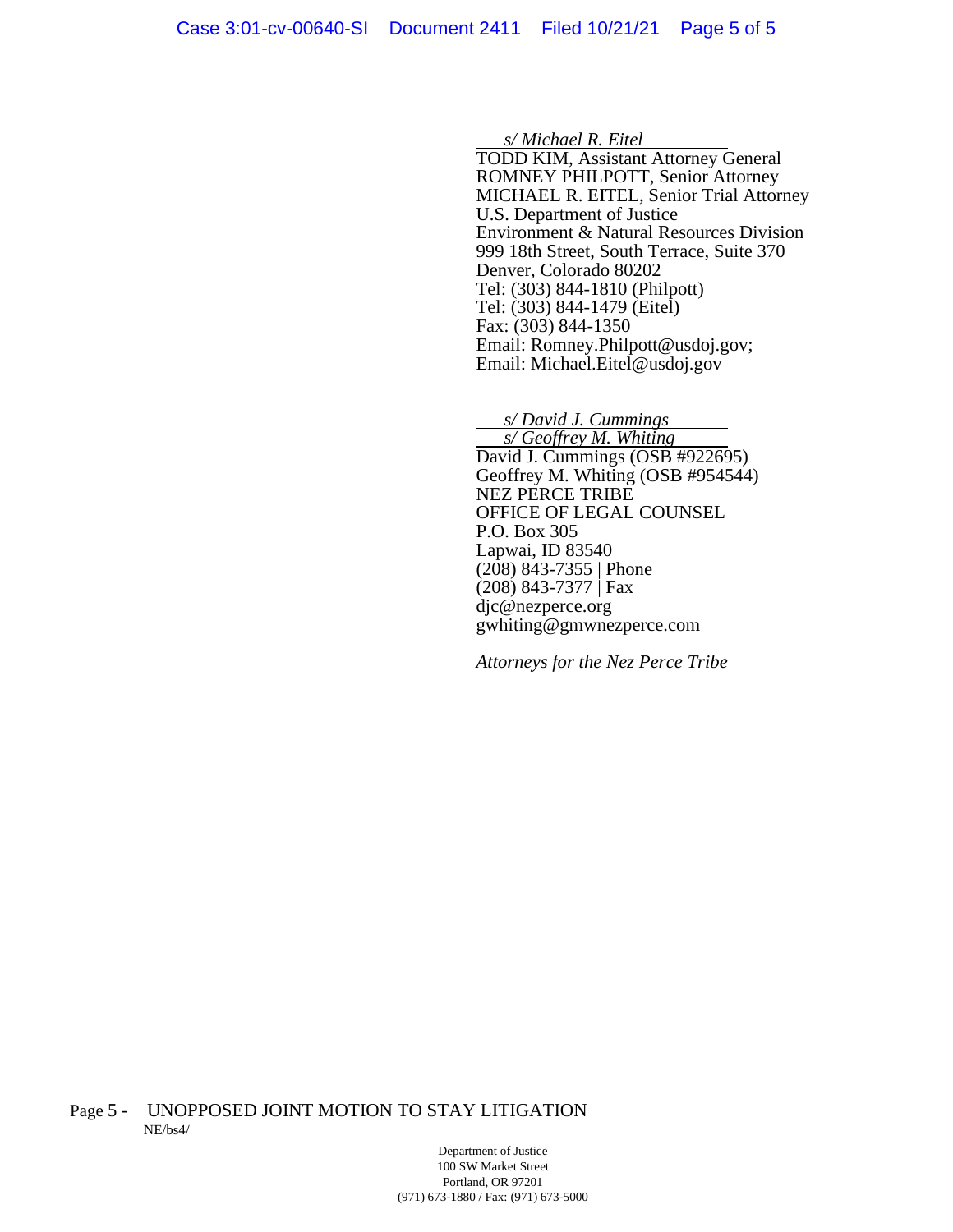*s/ Michael R. Eitel*
TODD KIM, Assistant Attorney General
ROMNEY PHILPOTT, Senior Attorney
MICHAEL R. EITEL, Senior Trial Attorney
U.S. Department of Justice
Environment & Natural Resources Division
999 18th Street, South Terrace, Suite 370
Denver, Colorado 80202
Tel: (303) 844-1810 (Philpott)
Tel: (303) 844-1479 (Eitel)
Fax: (303) 844-1350
Email: Romney.Philpott@usdoj.gov;
Email: Michael.Eitel@usdoj.gov

*s/ David J. Cummings*
*s/ Geoffrey M. Whiting*
David J. Cummings (OSB #922695)
Geoffrey M. Whiting (OSB #954544)
NEZ PERCE TRIBE
OFFICE OF LEGAL COUNSEL
P.O. Box 305
Lapwai, ID 83540
(208) 843-7355 | Phone
(208) 843-7377 | Fax
djc@nezperce.org
gwhiting@gmwnezperce.com

*Attorneys for the Nez Perce Tribe*

UNOPPOSED JOINT MOTION TO STAY LITIGATION
NE/bs4/

Department of Justice
100 SW Market Street
Portland, OR 97201
(971) 673-1880 / Fax: (971) 673-5000